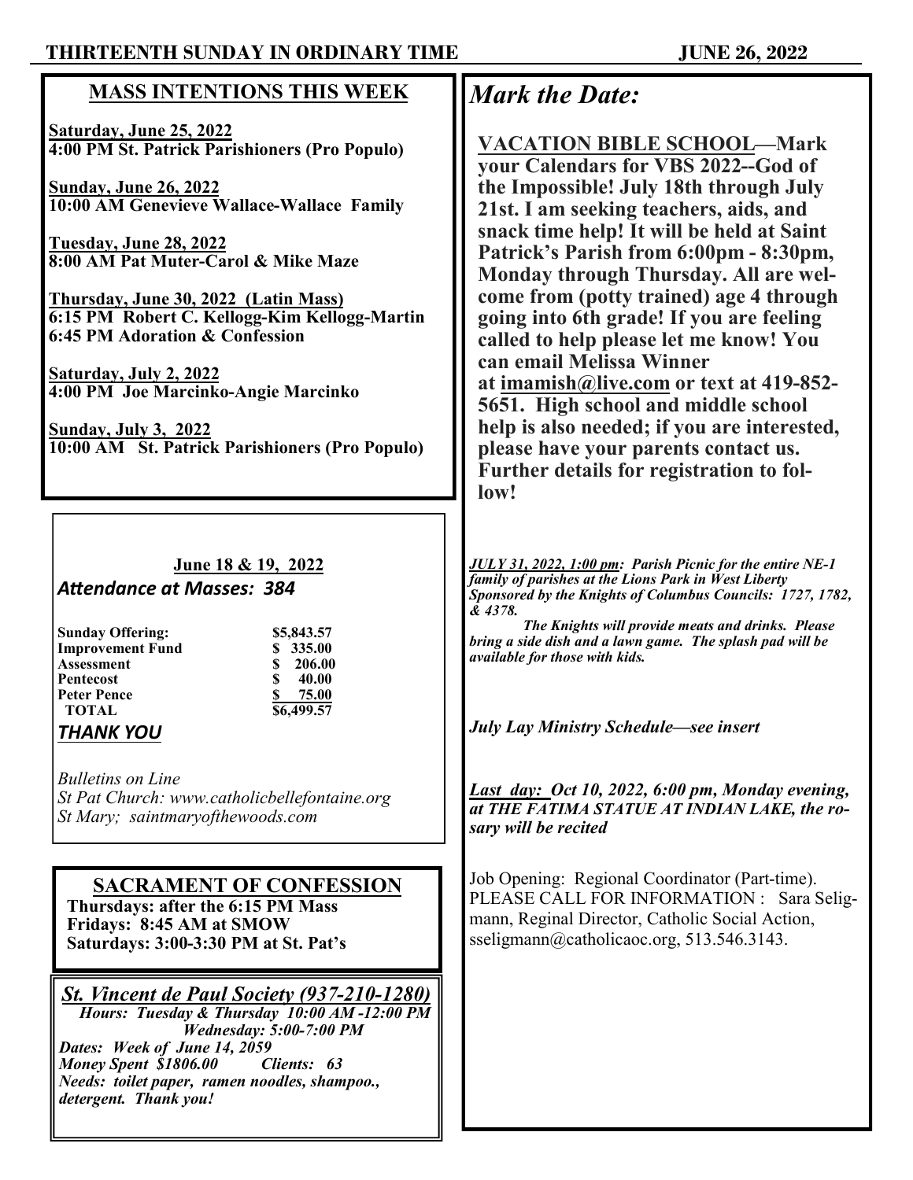# THIRTEENTH SUNDAY IN ORDINARY TIME — JUNE 26, 2022

## MASS INTENTIONS THIS WEEK

**Saturday, June 25, 2022**
**4:00 PM St. Patrick Parishioners (Pro Populo)**

**Sunday, June 26, 2022**
**10:00 AM Genevieve Wallace-Wallace Family**

**Tuesday, June 28, 2022**
**8:00 AM Pat Muter-Carol & Mike Maze**

**Thursday, June 30, 2022 (Latin Mass)**
**6:15 PM Robert C. Kellogg-Kim Kellogg-Martin**
**6:45 PM Adoration & Confession**

**Saturday, July 2, 2022**
**4:00 PM Joe Marcinko-Angie Marcinko**

**Sunday, July 3, 2022**
**10:00 AM St. Patrick Parishioners (Pro Populo)**

**June 18 & 19, 2022**

***Attendance at Masses: 384***

| | |
|---|---|
| **Sunday Offering:** | **$5,843.57** |
| **Improvement Fund** | **$ 335.00** |
| **Assessment** | **$ 206.00** |
| **Pentecost** | **$ 40.00** |
| **Peter Pence** | **$ 75.00** |
| **TOTAL** | **$6,499.57** |

***THANK YOU***

*Bulletins on Line*
*St Pat Church: www.catholicbellefontaine.org*
*St Mary; saintmaryofthewoods.com*

## SACRAMENT OF CONFESSION

**Thursdays: after the 6:15 PM Mass**
**Fridays: 8:45 AM at SMOW**
**Saturdays: 3:00-3:30 PM at St. Pat's**

## *St. Vincent de Paul Society (937-210-1280)*

***Hours: Tuesday & Thursday 10:00 AM -12:00 PM***
***Wednesday: 5:00-7:00 PM***
***Dates: Week of June 14, 2059***
***Money Spent $1806.00 Clients: 63***
***Needs: toilet paper, ramen noodles, shampoo., detergent. Thank you!***

## *Mark the Date:*

**VACATION BIBLE SCHOOL—Mark your Calendars for VBS 2022--God of the Impossible! July 18th through July 21st. I am seeking teachers, aids, and snack time help! It will be held at Saint Patrick's Parish from 6:00pm - 8:30pm, Monday through Thursday. All are welcome from (potty trained) age 4 through going into 6th grade! If you are feeling called to help please let me know! You can email Melissa Winner at imamish@live.com or text at 419-852-5651. High school and middle school help is also needed; if you are interested, please have your parents contact us. Further details for registration to follow!**

***JULY 31, 2022, 1:00 pm: Parish Picnic for the entire NE-1 family of parishes at the Lions Park in West Liberty Sponsored by the Knights of Columbus Councils: 1727, 1782, & 4378.***
***The Knights will provide meats and drinks. Please bring a side dish and a lawn game. The splash pad will be available for those with kids.***

***July Lay Ministry Schedule—see insert***

***Last day: Oct 10, 2022, 6:00 pm, Monday evening, at THE FATIMA STATUE AT INDIAN LAKE, the rosary will be recited***

Job Opening: Regional Coordinator (Part-time). PLEASE CALL FOR INFORMATION : Sara Seligmann, Reginal Director, Catholic Social Action, sseligmann@catholicaoc.org, 513.546.3143.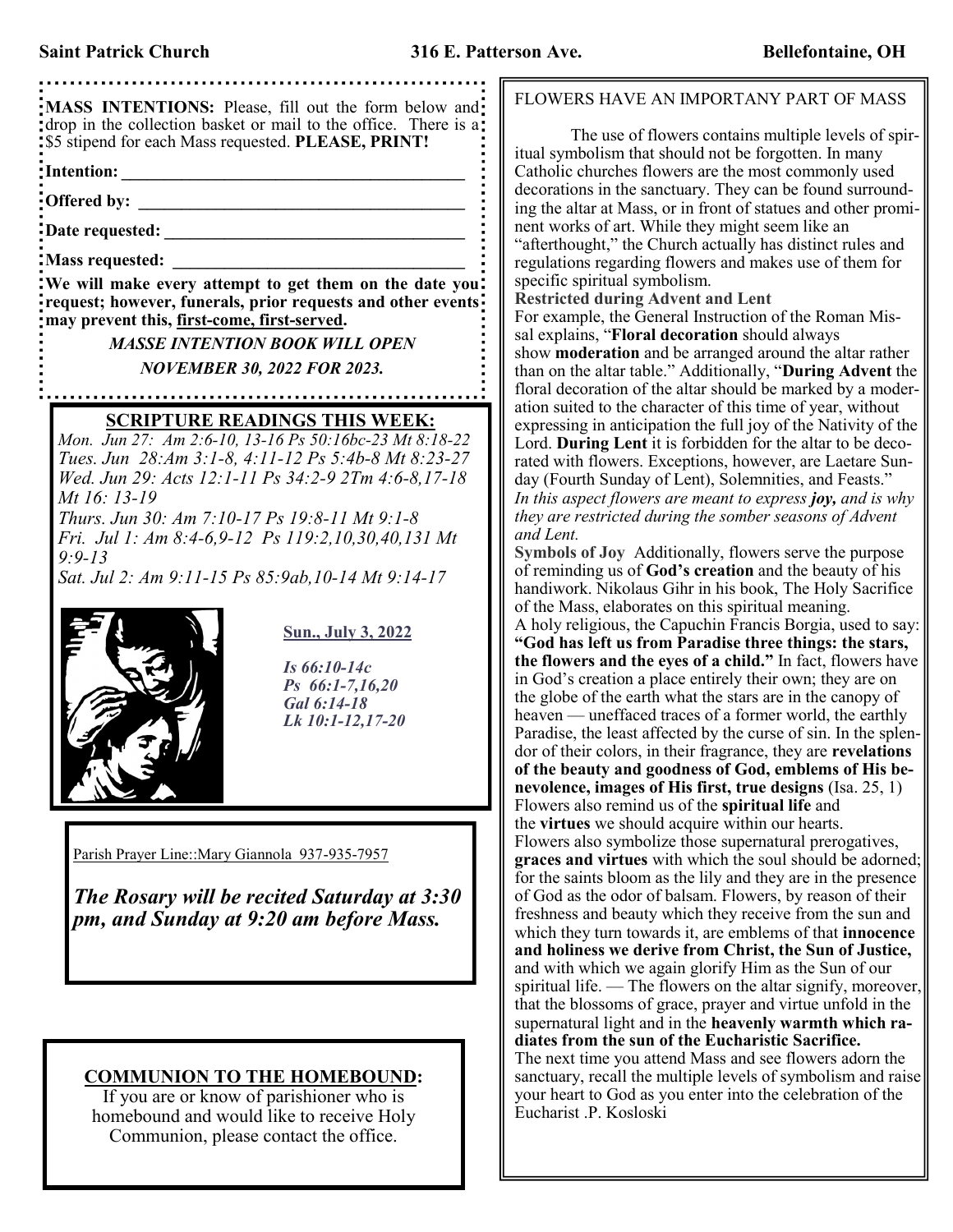**MASS INTENTIONS:** Please, fill out the form below and drop in the collection basket or mail to the office. There is a $5 stipend for each Mass requested. **PLEASE, PRINT!**

**Intention:** ________________________________________

**Offered by:** ________________________________________

**Date requested:** ____________________________________

**Mass requested:** ____________________________________

**We will make every attempt to get them on the date you request; however, funerals, prior requests and other events may prevent this, first-come, first-served.**

***MASSE INTENTION BOOK WILL OPEN NOVEMBER 30, 2022 FOR 2023.***

## SCRIPTURE READINGS THIS WEEK:

*Mon. Jun 27: Am 2:6-10, 13-16 Ps 50:16bc-23 Mt 8:18-22*
*Tues. Jun 28:Am 3:1-8, 4:11-12 Ps 5:4b-8 Mt 8:23-27*
*Wed. Jun 29: Acts 12:1-11 Ps 34:2-9 2Tm 4:6-8,17-18 Mt 16: 13-19*
*Thurs. Jun 30: Am 7:10-17 Ps 19:8-11 Mt 9:1-8*
*Fri. Jul 1: Am 8:4-6,9-12 Ps 119:2,10,30,40,131 Mt 9:9-13*
*Sat. Jul 2: Am 9:11-15 Ps 85:9ab,10-14 Mt 9:14-17*

**Sun., July 3, 2022**

***Is 66:10-14c***
***Ps 66:1-7,16,20***
***Gal 6:14-18***
***Lk 10:1-12,17-20***

Parish Prayer Line::Mary Giannola 937-935-7957

***The Rosary will be recited Saturday at 3:30 pm, and Sunday at 9:20 am before Mass.***

## COMMUNION TO THE HOMEBOUND:

If you are or know of parishioner who is homebound and would like to receive Holy Communion, please contact the office.

## FLOWERS HAVE AN IMPORTANY PART OF MASS

The use of flowers contains multiple levels of spiritual symbolism that should not be forgotten. In many Catholic churches flowers are the most commonly used decorations in the sanctuary. They can be found surrounding the altar at Mass, or in front of statues and other prominent works of art. While they might seem like an "afterthought," the Church actually has distinct rules and regulations regarding flowers and makes use of them for specific spiritual symbolism.

**Restricted during Advent and Lent**

For example, the General Instruction of the Roman Missal explains, "**Floral decoration** should always show **moderation** and be arranged around the altar rather than on the altar table." Additionally, "**During Advent** the floral decoration of the altar should be marked by a moderation suited to the character of this time of year, without expressing in anticipation the full joy of the Nativity of the Lord. **During Lent** it is forbidden for the altar to be decorated with flowers. Exceptions, however, are Laetare Sunday (Fourth Sunday of Lent), Solemnities, and Feasts." *In this aspect flowers are meant to express **joy,** and is why they are restricted during the somber seasons of Advent and Lent.*

**Symbols of Joy** Additionally, flowers serve the purpose of reminding us of **God's creation** and the beauty of his handiwork. Nikolaus Gihr in his book, The Holy Sacrifice of the Mass, elaborates on this spiritual meaning.

A holy religious, the Capuchin Francis Borgia, used to say: **"God has left us from Paradise three things: the stars, the flowers and the eyes of a child."** In fact, flowers have in God's creation a place entirely their own; they are on the globe of the earth what the stars are in the canopy of heaven — uneffaced traces of a former world, the earthly Paradise, the least affected by the curse of sin. In the splendor of their colors, in their fragrance, they are **revelations of the beauty and goodness of God, emblems of His benevolence, images of His first, true designs** (Isa. 25, 1)

Flowers also remind us of the **spiritual life** and the **virtues** we should acquire within our hearts.

Flowers also symbolize those supernatural prerogatives, **graces and virtues** with which the soul should be adorned; for the saints bloom as the lily and they are in the presence of God as the odor of balsam. Flowers, by reason of their freshness and beauty which they receive from the sun and which they turn towards it, are emblems of that **innocence and holiness we derive from Christ, the Sun of Justice,** and with which we again glorify Him as the Sun of our spiritual life. — The flowers on the altar signify, moreover, that the blossoms of grace, prayer and virtue unfold in the supernatural light and in the **heavenly warmth which radiates from the sun of the Eucharistic Sacrifice.**

The next time you attend Mass and see flowers adorn the sanctuary, recall the multiple levels of symbolism and raise your heart to God as you enter into the celebration of the Eucharist .P. Kosloski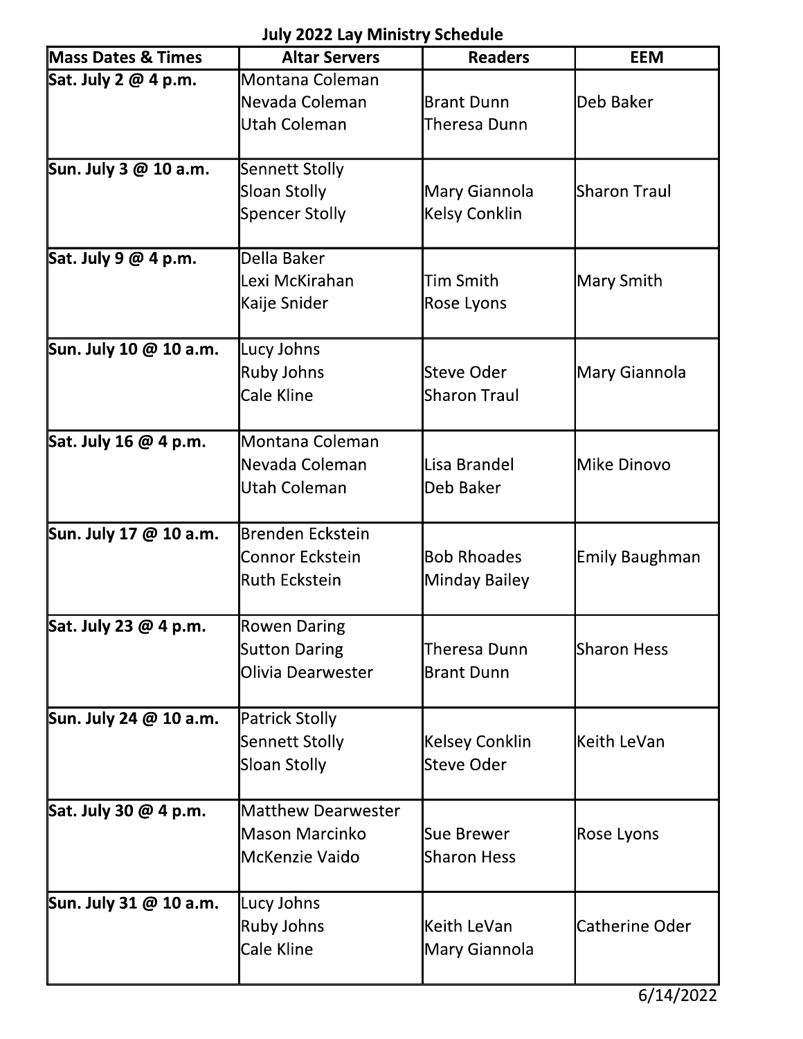# July 2022 Lay Ministry Schedule

| Mass Dates & Times | Altar Servers | Readers | EEM |
|---|---|---|---|
| Sat. July 2 @ 4 p.m. | Montana Coleman<br>Nevada Coleman<br>Utah Coleman | Brant Dunn<br>Theresa Dunn | Deb Baker |
| Sun. July 3 @ 10 a.m. | Sennett Stolly<br>Sloan Stolly<br>Spencer Stolly | Mary Giannola<br>Kelsy Conklin | Sharon Traul |
| Sat. July 9 @ 4 p.m. | Della Baker<br>Lexi McKirahan<br>Kaije Snider | Tim Smith<br>Rose Lyons | Mary Smith |
| Sun. July 10 @ 10 a.m. | Lucy Johns<br>Ruby Johns<br>Cale Kline | Steve Oder<br>Sharon Traul | Mary Giannola |
| Sat. July 16 @ 4 p.m. | Montana Coleman<br>Nevada Coleman<br>Utah Coleman | Lisa Brandel<br>Deb Baker | Mike Dinovo |
| Sun. July 17 @ 10 a.m. | Brenden Eckstein<br>Connor Eckstein<br>Ruth Eckstein | Bob Rhoades<br>Minday Bailey | Emily Baughman |
| Sat. July 23 @ 4 p.m. | Rowen Daring<br>Sutton Daring<br>Olivia Dearwester | Theresa Dunn<br>Brant Dunn | Sharon Hess |
| Sun. July 24 @ 10 a.m. | Patrick Stolly<br>Sennett Stolly<br>Sloan Stolly | Kelsey Conklin<br>Steve Oder | Keith LeVan |
| Sat. July 30 @ 4 p.m. | Matthew Dearwester<br>Mason Marcinko<br>McKenzie Vaido | Sue Brewer<br>Sharon Hess | Rose Lyons |
| Sun. July 31 @ 10 a.m. | Lucy Johns<br>Ruby Johns<br>Cale Kline | Keith LeVan<br>Mary Giannola | Catherine Oder |

6/14/2022